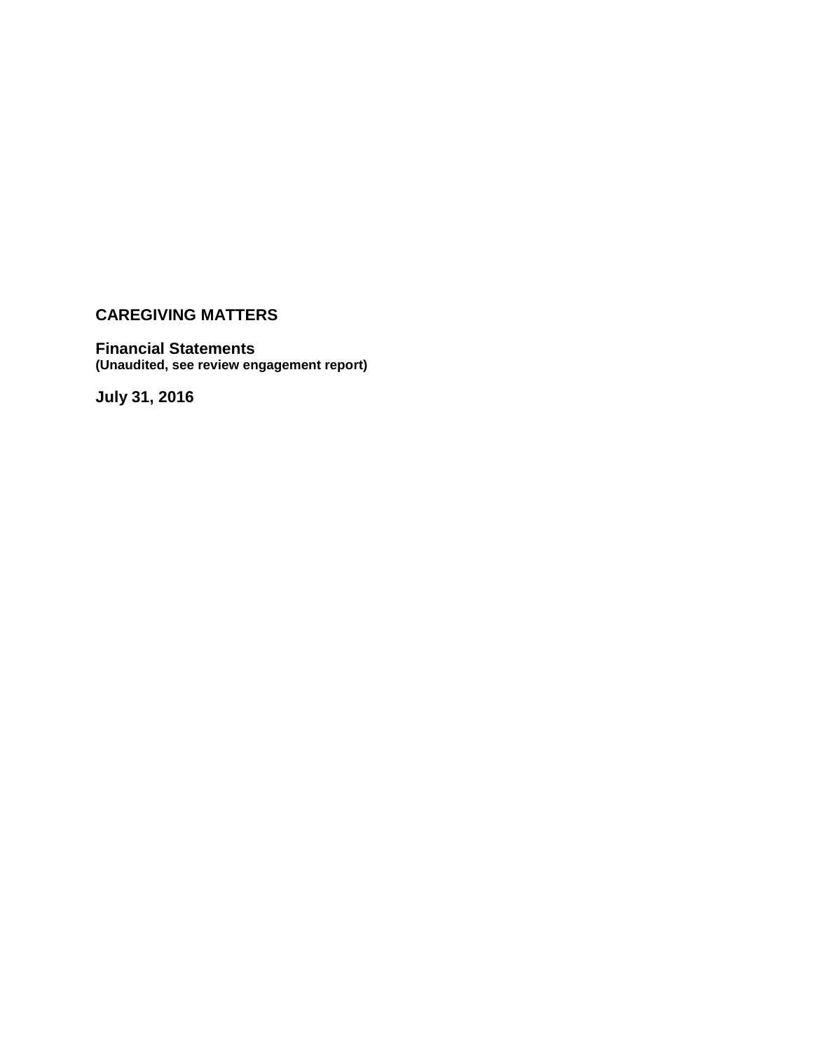# CAREGIVING MATTERS

## Financial Statements
**(Unaudited, see review engagement report)**

**July 31, 2016**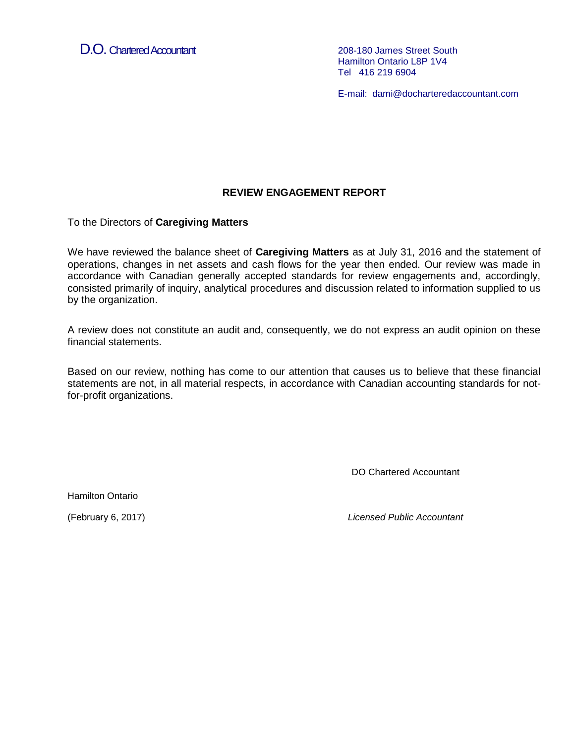D.O. Chartered Accountant

208-180 James Street South
Hamilton Ontario L8P 1V4
Tel 416 219 6904

E-mail: dami@docharteredaccountant.com

## REVIEW ENGAGEMENT REPORT

To the Directors of **Caregiving Matters**

We have reviewed the balance sheet of **Caregiving Matters** as at July 31, 2016 and the statement of operations, changes in net assets and cash flows for the year then ended. Our review was made in accordance with Canadian generally accepted standards for review engagements and, accordingly, consisted primarily of inquiry, analytical procedures and discussion related to information supplied to us by the organization.

A review does not constitute an audit and, consequently, we do not express an audit opinion on these financial statements.

Based on our review, nothing has come to our attention that causes us to believe that these financial statements are not, in all material respects, in accordance with Canadian accounting standards for not-for-profit organizations.

DO Chartered Accountant

Hamilton Ontario

(February 6, 2017)

*Licensed Public Accountant*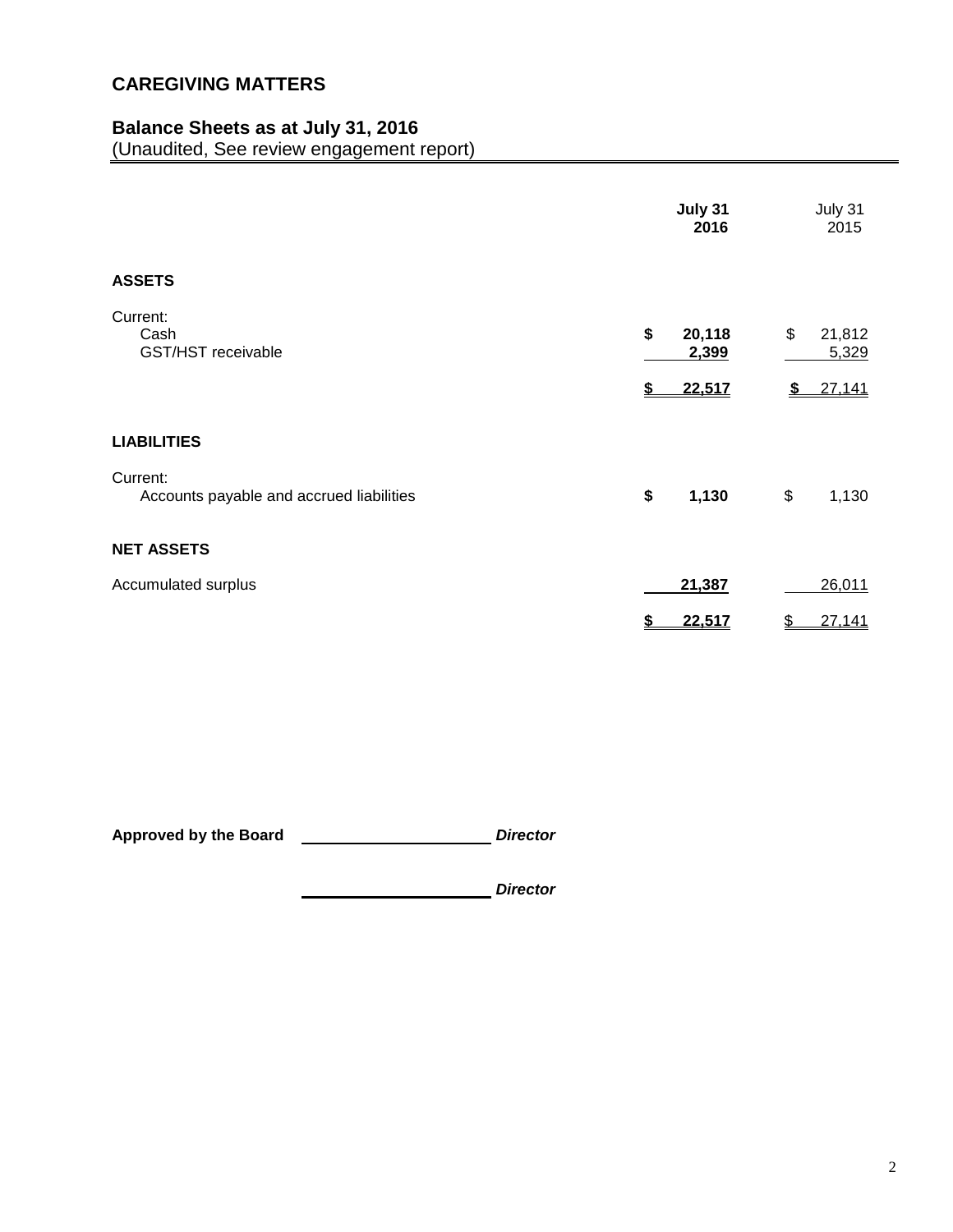# CAREGIVING MATTERS

## Balance Sheets as at July 31, 2016

(Unaudited, See review engagement report)

| | **July 31 2016** | July 31 2015 |
|---|---|---|
| **ASSETS** | | |
| Current: | | |
| Cash | **$ 20,118** | $ 21,812 |
| GST/HST receivable | **2,399** | 5,329 |
| | **$ 22,517** | $ 27,141 |
| **LIABILITIES** | | |
| Current: | | |
| Accounts payable and accrued liabilities | **$ 1,130** | $ 1,130 |
| **NET ASSETS** | | |
| Accumulated surplus | **21,387** | 26,011 |
| | **$ 22,517** | $ 27,141 |

**Approved by the Board** ____________________ ***Director***

____________________ ***Director***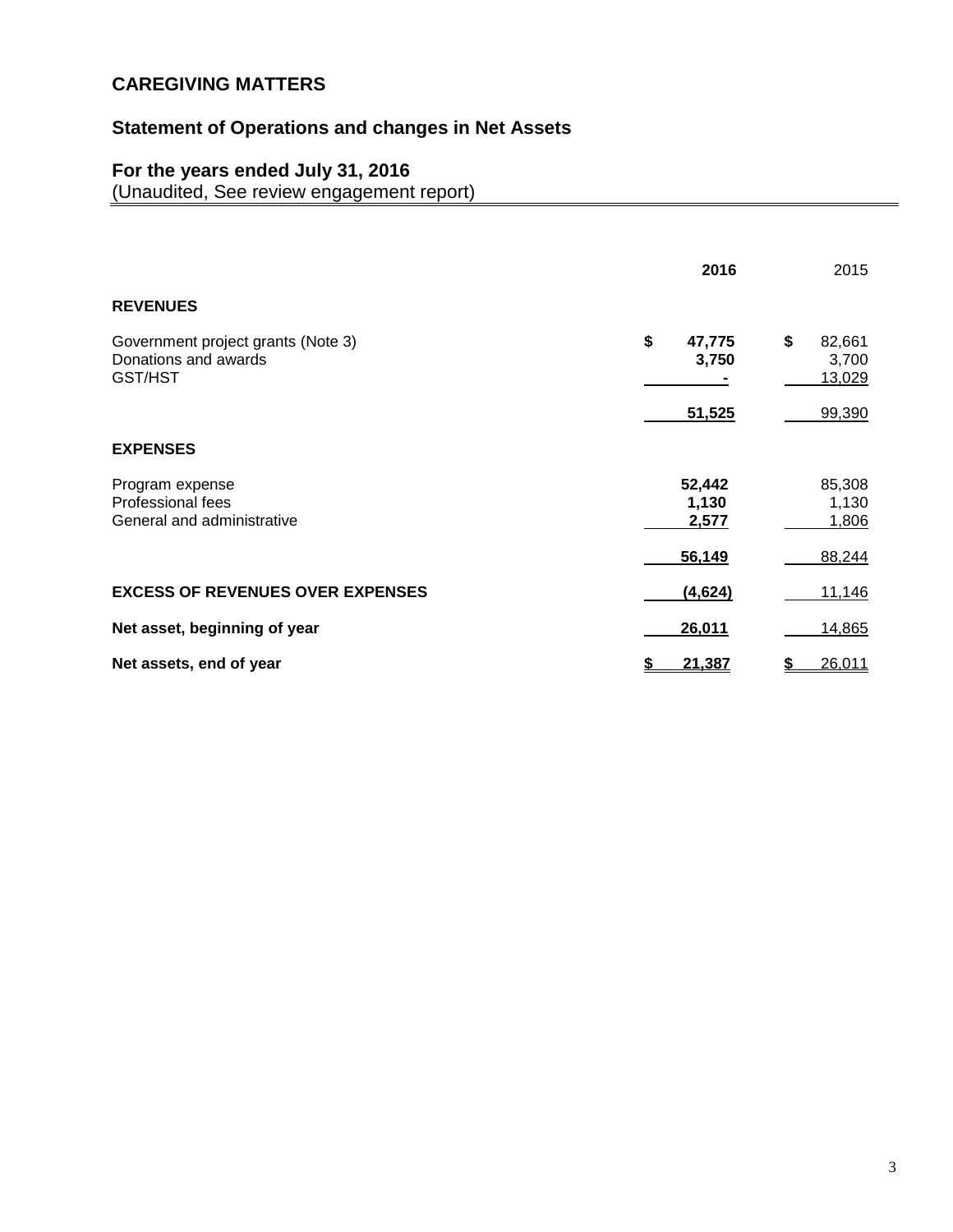# CAREGIVING MATTERS

## Statement of Operations and changes in Net Assets

### For the years ended July 31, 2016

(Unaudited, See review engagement report)

| | 2016 | 2015 |
|---|---|---|
| **REVENUES** | | |
| Government project grants (Note 3) | $ 47,775 | $ 82,661 |
| Donations and awards | 3,750 | 3,700 |
| GST/HST | - | 13,029 |
| | 51,525 | 99,390 |
| **EXPENSES** | | |
| Program expense | 52,442 | 85,308 |
| Professional fees | 1,130 | 1,130 |
| General and administrative | 2,577 | 1,806 |
| | 56,149 | 88,244 |
| **EXCESS OF REVENUES OVER EXPENSES** | (4,624) | 11,146 |
| **Net asset, beginning of year** | 26,011 | 14,865 |
| **Net assets, end of year** | $ 21,387 | $ 26,011 |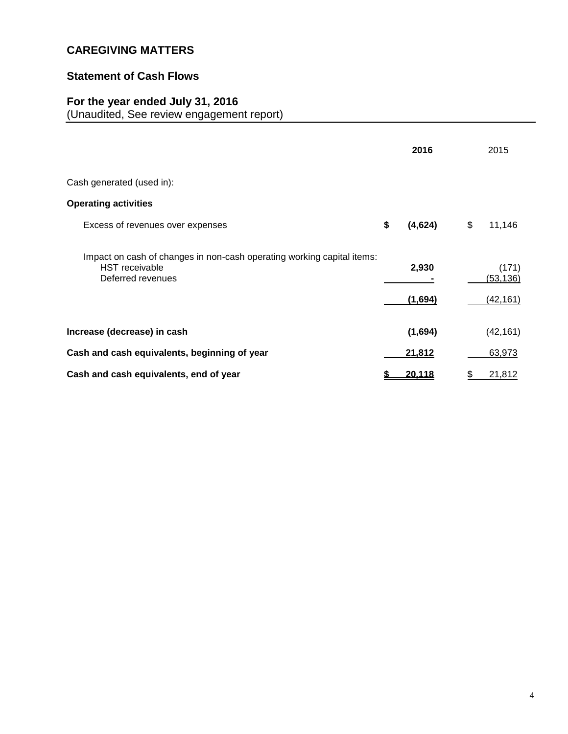# CAREGIVING MATTERS

## Statement of Cash Flows

### For the year ended July 31, 2016

(Unaudited, See review engagement report)

| | 2016 | 2015 |
|---|---|---|
| Cash generated (used in): | | |
| **Operating activities** | | |
| Excess of revenues over expenses | $ (4,624) | $ 11,146 |
| Impact on cash of changes in non-cash operating working capital items: | | |
| HST receivable | 2,930 | (171) |
| Deferred revenues | - | (53,136) |
| | (1,694) | (42,161) |
| **Increase (decrease) in cash** | (1,694) | (42,161) |
| **Cash and cash equivalents, beginning of year** | 21,812 | 63,973 |
| **Cash and cash equivalents, end of year** | $ 20,118 | $ 21,812 |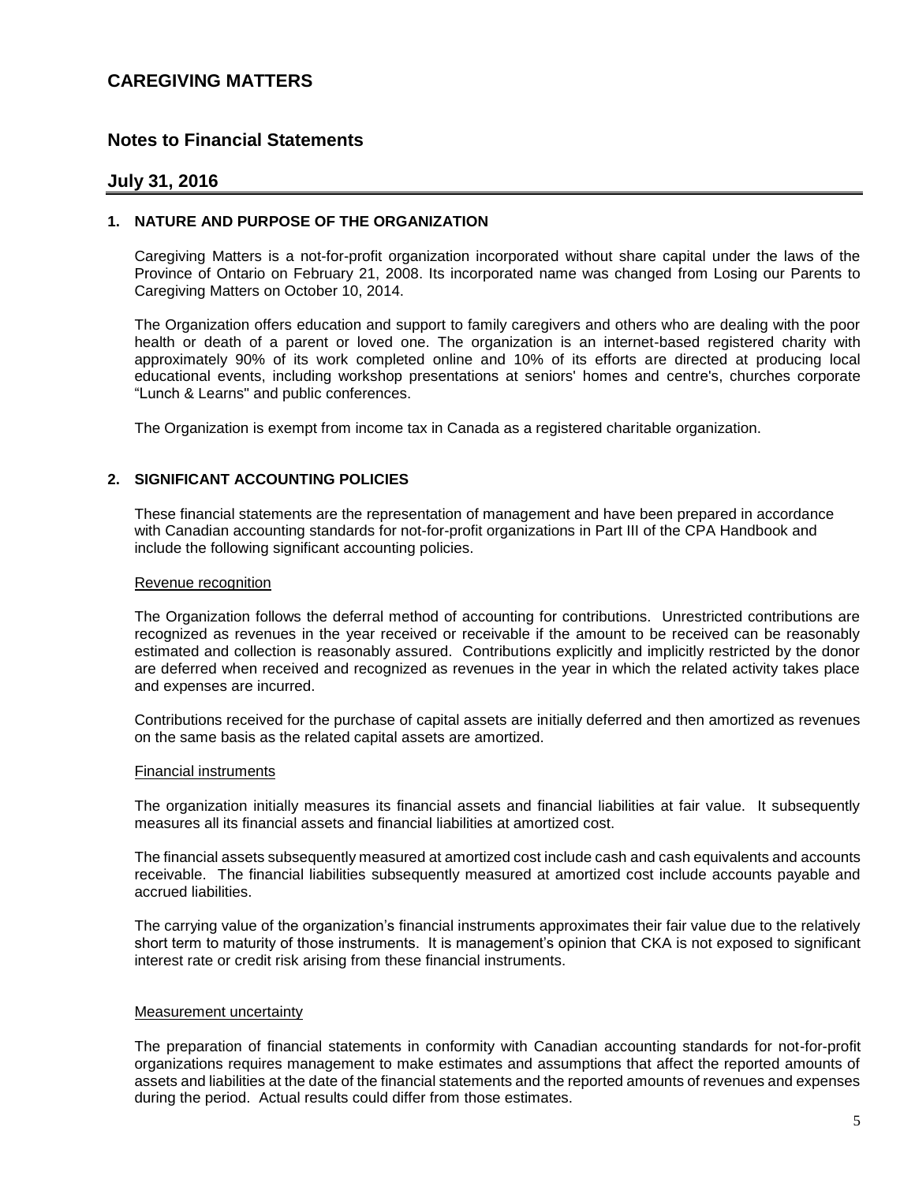# CAREGIVING MATTERS

## Notes to Financial Statements

## July 31, 2016

### 1. NATURE AND PURPOSE OF THE ORGANIZATION

Caregiving Matters is a not-for-profit organization incorporated without share capital under the laws of the Province of Ontario on February 21, 2008. Its incorporated name was changed from Losing our Parents to Caregiving Matters on October 10, 2014.

The Organization offers education and support to family caregivers and others who are dealing with the poor health or death of a parent or loved one. The organization is an internet-based registered charity with approximately 90% of its work completed online and 10% of its efforts are directed at producing local educational events, including workshop presentations at seniors' homes and centre's, churches corporate "Lunch & Learns" and public conferences.

The Organization is exempt from income tax in Canada as a registered charitable organization.

### 2. SIGNIFICANT ACCOUNTING POLICIES

These financial statements are the representation of management and have been prepared in accordance with Canadian accounting standards for not-for-profit organizations in Part III of the CPA Handbook and include the following significant accounting policies.

Revenue recognition

The Organization follows the deferral method of accounting for contributions. Unrestricted contributions are recognized as revenues in the year received or receivable if the amount to be received can be reasonably estimated and collection is reasonably assured. Contributions explicitly and implicitly restricted by the donor are deferred when received and recognized as revenues in the year in which the related activity takes place and expenses are incurred.

Contributions received for the purchase of capital assets are initially deferred and then amortized as revenues on the same basis as the related capital assets are amortized.

Financial instruments

The organization initially measures its financial assets and financial liabilities at fair value. It subsequently measures all its financial assets and financial liabilities at amortized cost.

The financial assets subsequently measured at amortized cost include cash and cash equivalents and accounts receivable. The financial liabilities subsequently measured at amortized cost include accounts payable and accrued liabilities.

The carrying value of the organization's financial instruments approximates their fair value due to the relatively short term to maturity of those instruments. It is management's opinion that CKA is not exposed to significant interest rate or credit risk arising from these financial instruments.

Measurement uncertainty

The preparation of financial statements in conformity with Canadian accounting standards for not-for-profit organizations requires management to make estimates and assumptions that affect the reported amounts of assets and liabilities at the date of the financial statements and the reported amounts of revenues and expenses during the period. Actual results could differ from those estimates.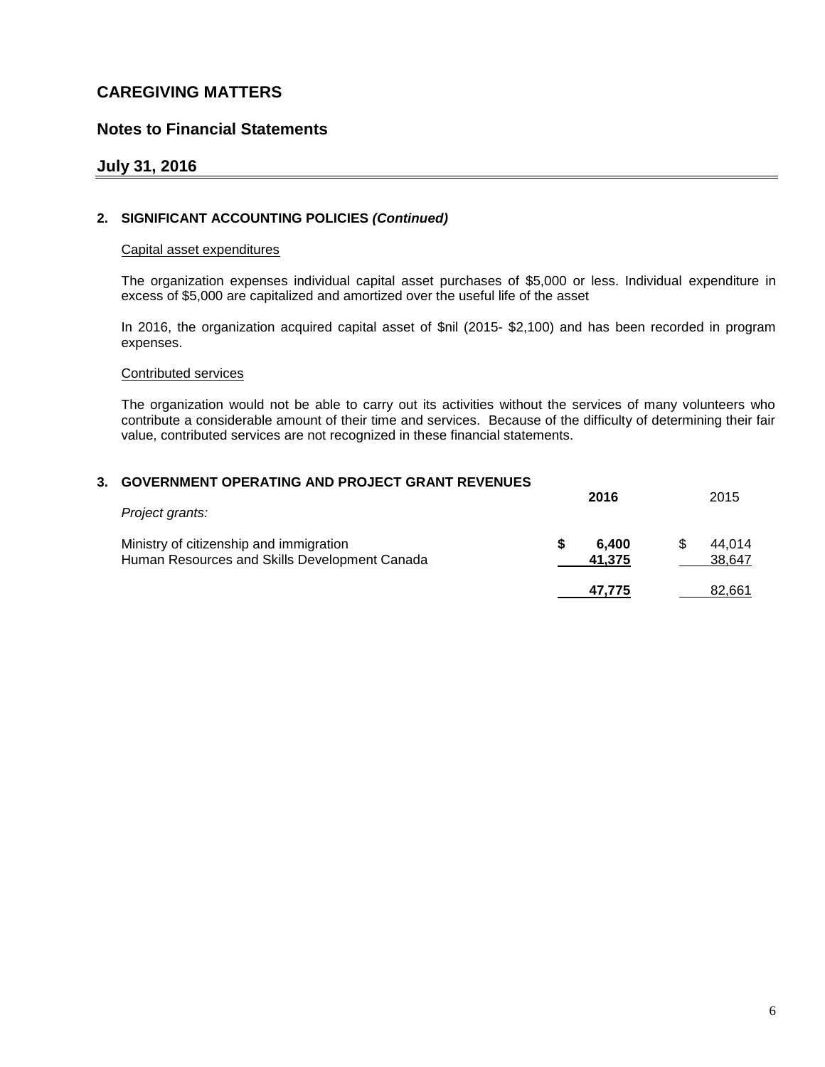# CAREGIVING MATTERS

## Notes to Financial Statements

## July 31, 2016

### 2. SIGNIFICANT ACCOUNTING POLICIES *(Continued)*

Capital asset expenditures

The organization expenses individual capital asset purchases of $5,000 or less. Individual expenditure in excess of $5,000 are capitalized and amortized over the useful life of the asset

In 2016, the organization acquired capital asset of $nil (2015- $2,100) and has been recorded in program expenses.

Contributed services

The organization would not be able to carry out its activities without the services of many volunteers who contribute a considerable amount of their time and services. Because of the difficulty of determining their fair value, contributed services are not recognized in these financial statements.

### 3. GOVERNMENT OPERATING AND PROJECT GRANT REVENUES

| | **2016** | 2015 |
|---|---|---|
| *Project grants:* | | |
| Ministry of citizenship and immigration | **$ 6,400** | $ 44,014 |
| Human Resources and Skills Development Canada | **41,375** | 38,647 |
| | **47,775** | 82,661 |